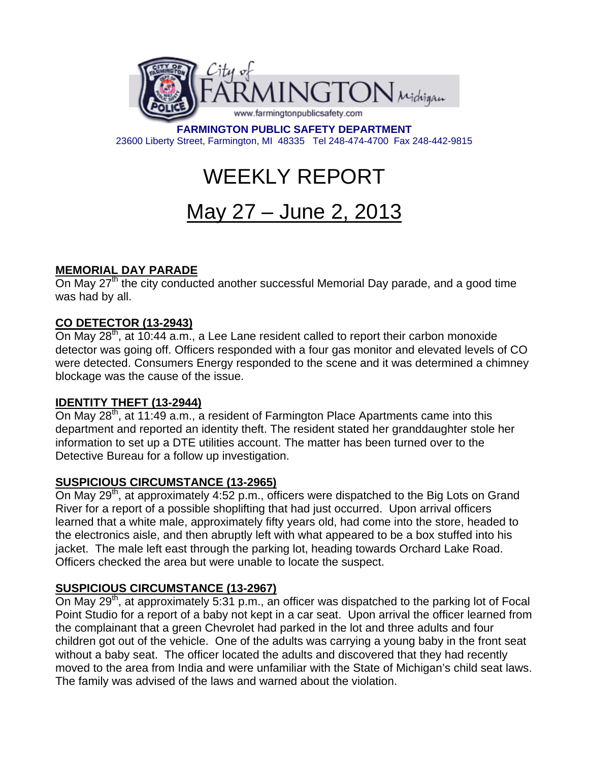City of FARMINGTON Michigan

www.farmingtonpublicsafety.com

**FARMINGTON PUBLIC SAFETY DEPARTMENT**

23600 Liberty Street, Farmington, MI 48335 Tel 248-474-4700 Fax 248-442-9815

# WEEKLY REPORT

# May 27 – June 2, 2013

## MEMORIAL DAY PARADE

On May 27th the city conducted another successful Memorial Day parade, and a good time was had by all.

## CO DETECTOR (13-2943)

On May 28th, at 10:44 a.m., a Lee Lane resident called to report their carbon monoxide detector was going off. Officers responded with a four gas monitor and elevated levels of CO were detected. Consumers Energy responded to the scene and it was determined a chimney blockage was the cause of the issue.

## IDENTITY THEFT (13-2944)

On May 28th, at 11:49 a.m., a resident of Farmington Place Apartments came into this department and reported an identity theft. The resident stated her granddaughter stole her information to set up a DTE utilities account. The matter has been turned over to the Detective Bureau for a follow up investigation.

## SUSPICIOUS CIRCUMSTANCE (13-2965)

On May 29th, at approximately 4:52 p.m., officers were dispatched to the Big Lots on Grand River for a report of a possible shoplifting that had just occurred. Upon arrival officers learned that a white male, approximately fifty years old, had come into the store, headed to the electronics aisle, and then abruptly left with what appeared to be a box stuffed into his jacket. The male left east through the parking lot, heading towards Orchard Lake Road. Officers checked the area but were unable to locate the suspect.

## SUSPICIOUS CIRCUMSTANCE (13-2967)

On May 29th, at approximately 5:31 p.m., an officer was dispatched to the parking lot of Focal Point Studio for a report of a baby not kept in a car seat. Upon arrival the officer learned from the complainant that a green Chevrolet had parked in the lot and three adults and four children got out of the vehicle. One of the adults was carrying a young baby in the front seat without a baby seat. The officer located the adults and discovered that they had recently moved to the area from India and were unfamiliar with the State of Michigan's child seat laws. The family was advised of the laws and warned about the violation.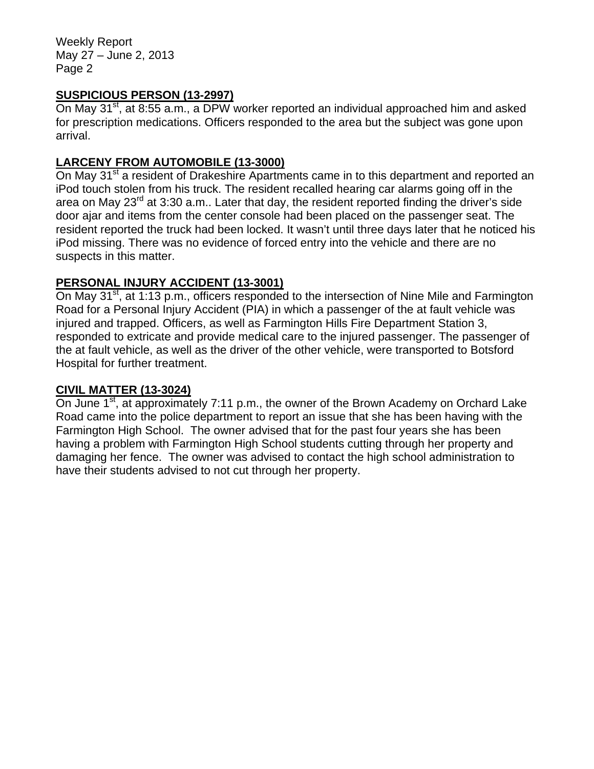**SUSPICIOUS PERSON (13-2997)**

On May 31st, at 8:55 a.m., a DPW worker reported an individual approached him and asked for prescription medications. Officers responded to the area but the subject was gone upon arrival.

**LARCENY FROM AUTOMOBILE (13-3000)**

On May 31st a resident of Drakeshire Apartments came in to this department and reported an iPod touch stolen from his truck. The resident recalled hearing car alarms going off in the area on May 23rd at 3:30 a.m.. Later that day, the resident reported finding the driver's side door ajar and items from the center console had been placed on the passenger seat. The resident reported the truck had been locked. It wasn't until three days later that he noticed his iPod missing. There was no evidence of forced entry into the vehicle and there are no suspects in this matter.

**PERSONAL INJURY ACCIDENT (13-3001)**

On May 31st, at 1:13 p.m., officers responded to the intersection of Nine Mile and Farmington Road for a Personal Injury Accident (PIA) in which a passenger of the at fault vehicle was injured and trapped. Officers, as well as Farmington Hills Fire Department Station 3, responded to extricate and provide medical care to the injured passenger. The passenger of the at fault vehicle, as well as the driver of the other vehicle, were transported to Botsford Hospital for further treatment.

**CIVIL MATTER (13-3024)**

On June 1st, at approximately 7:11 p.m., the owner of the Brown Academy on Orchard Lake Road came into the police department to report an issue that she has been having with the Farmington High School. The owner advised that for the past four years she has been having a problem with Farmington High School students cutting through her property and damaging her fence. The owner was advised to contact the high school administration to have their students advised to not cut through her property.